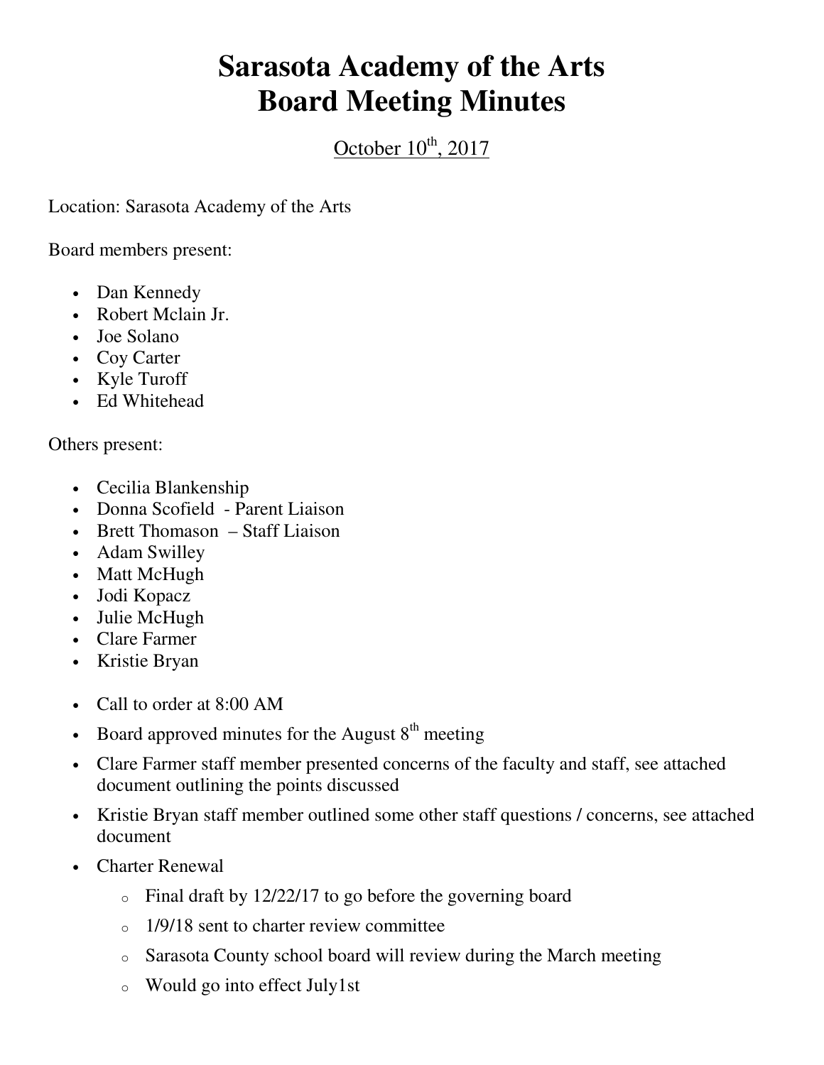# Sarasota Academy of the Arts
# Board Meeting Minutes

October 10th, 2017

Location: Sarasota Academy of the Arts

Board members present:

- Dan Kennedy
- Robert Mclain Jr.
- Joe Solano
- Coy Carter
- Kyle Turoff
- Ed Whitehead

Others present:

- Cecilia Blankenship
- Donna Scofield - Parent Liaison
- Brett Thomason – Staff Liaison
- Adam Swilley
- Matt McHugh
- Jodi Kopacz
- Julie McHugh
- Clare Farmer
- Kristie Bryan

- Call to order at 8:00 AM
- Board approved minutes for the August 8th meeting
- Clare Farmer staff member presented concerns of the faculty and staff, see attached document outlining the points discussed
- Kristie Bryan staff member outlined some other staff questions / concerns, see attached document
- Charter Renewal
  - Final draft by 12/22/17 to go before the governing board
  - 1/9/18 sent to charter review committee
  - Sarasota County school board will review during the March meeting
  - Would go into effect July1st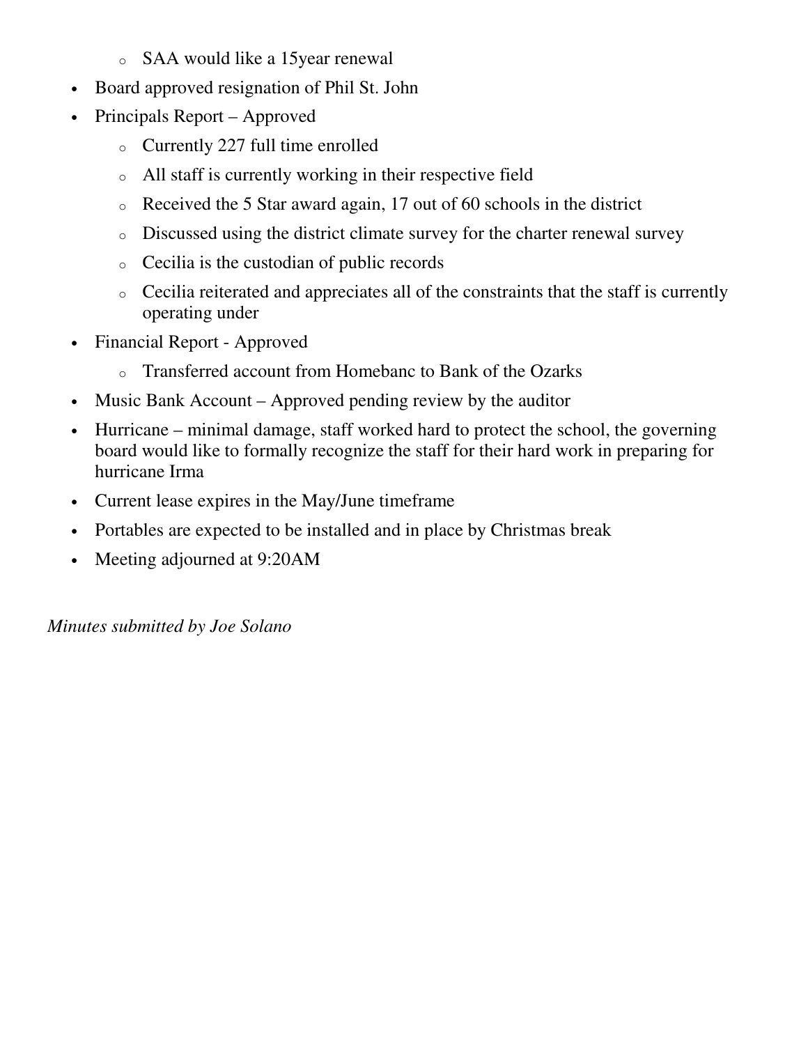- SAA would like a 15year renewal
- Board approved resignation of Phil St. John
- Principals Report – Approved
  - Currently 227 full time enrolled
  - All staff is currently working in their respective field
  - Received the 5 Star award again, 17 out of 60 schools in the district
  - Discussed using the district climate survey for the charter renewal survey
  - Cecilia is the custodian of public records
  - Cecilia reiterated and appreciates all of the constraints that the staff is currently operating under
- Financial Report - Approved
  - Transferred account from Homebanc to Bank of the Ozarks
- Music Bank Account – Approved pending review by the auditor
- Hurricane – minimal damage, staff worked hard to protect the school, the governing board would like to formally recognize the staff for their hard work in preparing for hurricane Irma
- Current lease expires in the May/June timeframe
- Portables are expected to be installed and in place by Christmas break
- Meeting adjourned at 9:20AM

*Minutes submitted by Joe Solano*